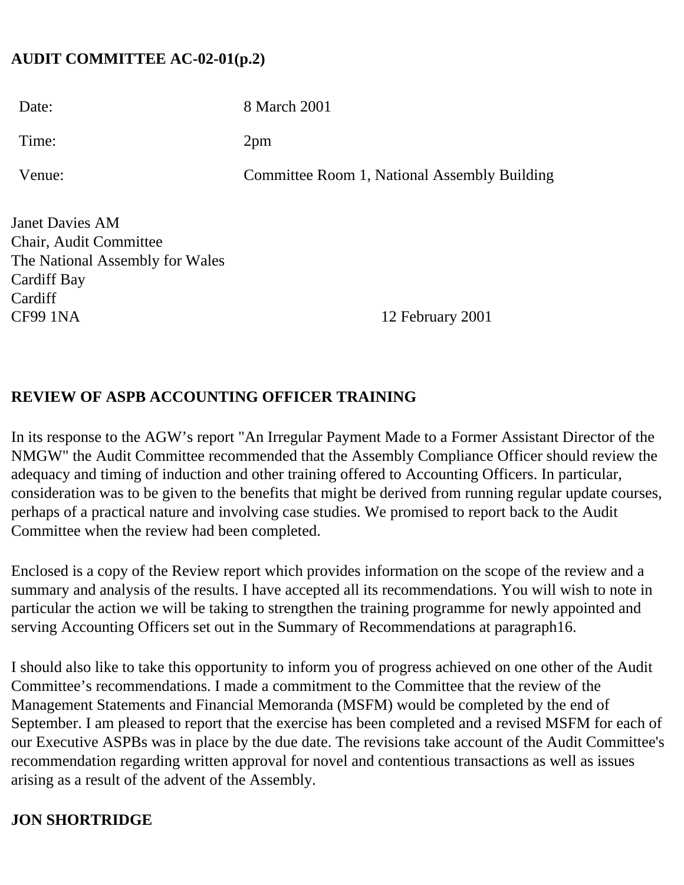**AUDIT COMMITTEE AC-02-01(p.2)**

| | |
|---|---|
| Date: | 8 March 2001 |
| Time: | 2pm |
| Venue: | Committee Room 1, National Assembly Building |

Janet Davies AM
Chair, Audit Committee
The National Assembly for Wales
Cardiff Bay
Cardiff
CF99 1NA

12 February 2001

**REVIEW OF ASPB ACCOUNTING OFFICER TRAINING**

In its response to the AGW's report "An Irregular Payment Made to a Former Assistant Director of the NMGW" the Audit Committee recommended that the Assembly Compliance Officer should review the adequacy and timing of induction and other training offered to Accounting Officers. In particular, consideration was to be given to the benefits that might be derived from running regular update courses, perhaps of a practical nature and involving case studies. We promised to report back to the Audit Committee when the review had been completed.

Enclosed is a copy of the Review report which provides information on the scope of the review and a summary and analysis of the results. I have accepted all its recommendations. You will wish to note in particular the action we will be taking to strengthen the training programme for newly appointed and serving Accounting Officers set out in the Summary of Recommendations at paragraph16.

I should also like to take this opportunity to inform you of progress achieved on one other of the Audit Committee's recommendations. I made a commitment to the Committee that the review of the Management Statements and Financial Memoranda (MSFM) would be completed by the end of September. I am pleased to report that the exercise has been completed and a revised MSFM for each of our Executive ASPBs was in place by the due date. The revisions take account of the Audit Committee's recommendation regarding written approval for novel and contentious transactions as well as issues arising as a result of the advent of the Assembly.

**JON SHORTRIDGE**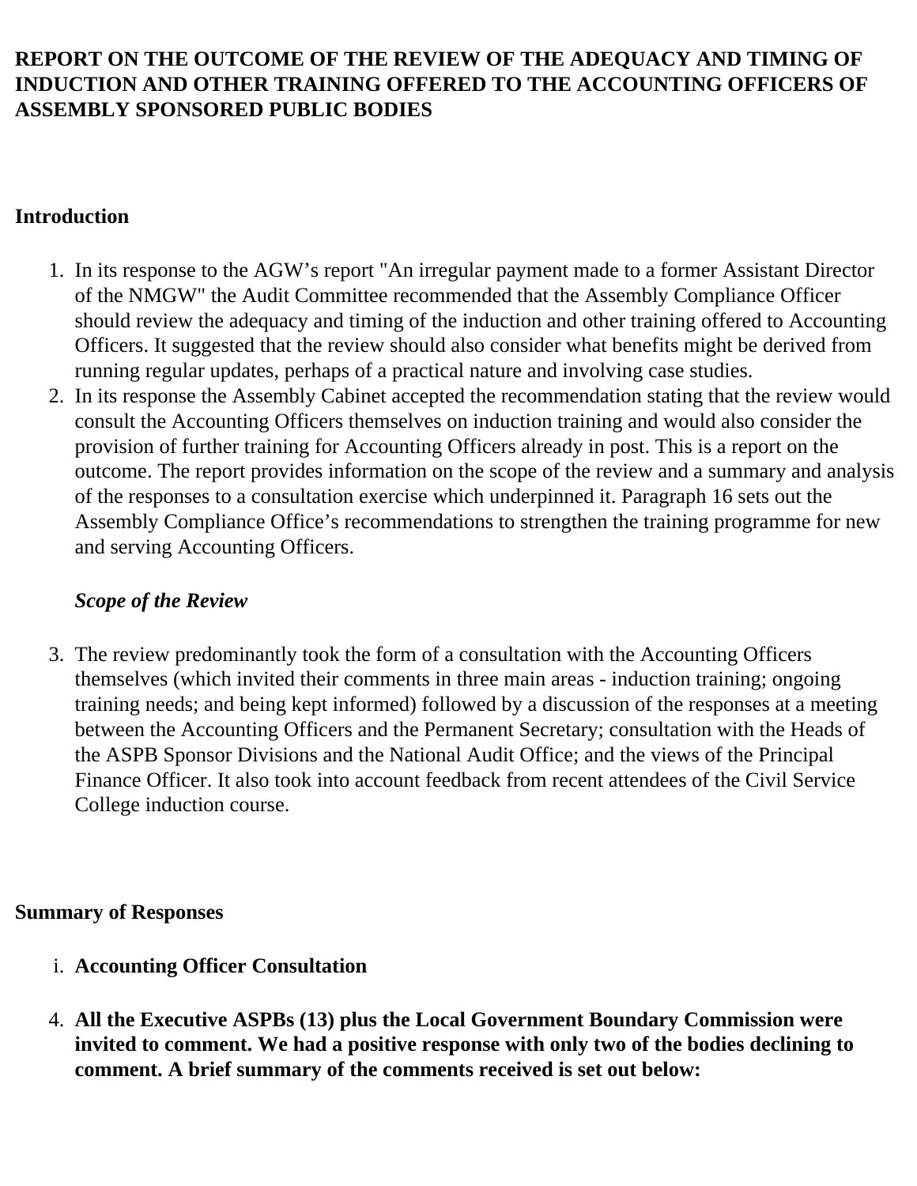**REPORT ON THE OUTCOME OF THE REVIEW OF THE ADEQUACY AND TIMING OF INDUCTION AND OTHER TRAINING OFFERED TO THE ACCOUNTING OFFICERS OF ASSEMBLY SPONSORED PUBLIC BODIES**

**Introduction**

1. In its response to the AGW's report "An irregular payment made to a former Assistant Director of the NMGW" the Audit Committee recommended that the Assembly Compliance Officer should review the adequacy and timing of the induction and other training offered to Accounting Officers. It suggested that the review should also consider what benefits might be derived from running regular updates, perhaps of a practical nature and involving case studies.
2. In its response the Assembly Cabinet accepted the recommendation stating that the review would consult the Accounting Officers themselves on induction training and would also consider the provision of further training for Accounting Officers already in post. This is a report on the outcome. The report provides information on the scope of the review and a summary and analysis of the responses to a consultation exercise which underpinned it. Paragraph 16 sets out the Assembly Compliance Office's recommendations to strengthen the training programme for new and serving Accounting Officers.

   ***Scope of the Review***

3. The review predominantly took the form of a consultation with the Accounting Officers themselves (which invited their comments in three main areas - induction training; ongoing training needs; and being kept informed) followed by a discussion of the responses at a meeting between the Accounting Officers and the Permanent Secretary; consultation with the Heads of the ASPB Sponsor Divisions and the National Audit Office; and the views of the Principal Finance Officer. It also took into account feedback from recent attendees of the Civil Service College induction course.

**Summary of Responses**

i. **Accounting Officer Consultation**

4. **All the Executive ASPBs (13) plus the Local Government Boundary Commission were invited to comment. We had a positive response with only two of the bodies declining to comment. A brief summary of the comments received is set out below:**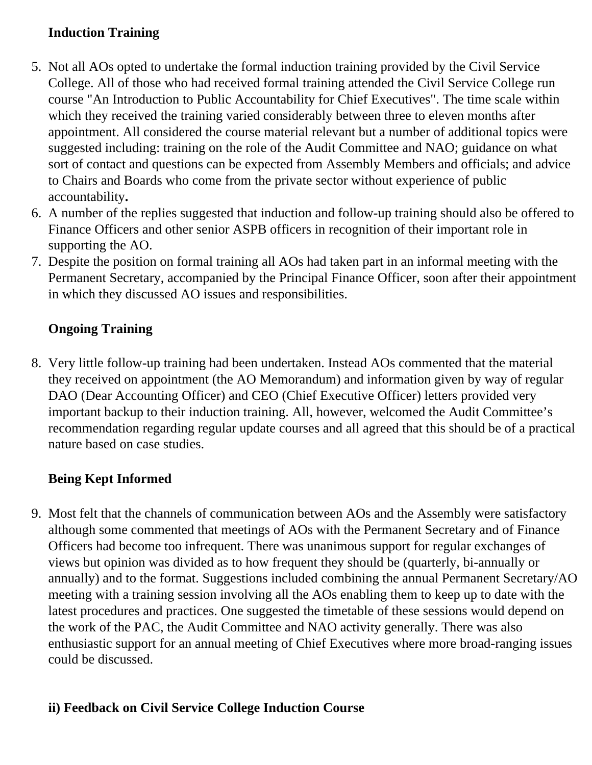**Induction Training**

5. Not all AOs opted to undertake the formal induction training provided by the Civil Service College. All of those who had received formal training attended the Civil Service College run course "An Introduction to Public Accountability for Chief Executives". The time scale within which they received the training varied considerably between three to eleven months after appointment. All considered the course material relevant but a number of additional topics were suggested including: training on the role of the Audit Committee and NAO; guidance on what sort of contact and questions can be expected from Assembly Members and officials; and advice to Chairs and Boards who come from the private sector without experience of public accountability**.**
6. A number of the replies suggested that induction and follow-up training should also be offered to Finance Officers and other senior ASPB officers in recognition of their important role in supporting the AO.
7. Despite the position on formal training all AOs had taken part in an informal meeting with the Permanent Secretary, accompanied by the Principal Finance Officer, soon after their appointment in which they discussed AO issues and responsibilities.

**Ongoing Training**

8. Very little follow-up training had been undertaken. Instead AOs commented that the material they received on appointment (the AO Memorandum) and information given by way of regular DAO (Dear Accounting Officer) and CEO (Chief Executive Officer) letters provided very important backup to their induction training. All, however, welcomed the Audit Committee's recommendation regarding regular update courses and all agreed that this should be of a practical nature based on case studies.

**Being Kept Informed**

9. Most felt that the channels of communication between AOs and the Assembly were satisfactory although some commented that meetings of AOs with the Permanent Secretary and of Finance Officers had become too infrequent. There was unanimous support for regular exchanges of views but opinion was divided as to how frequent they should be (quarterly, bi-annually or annually) and to the format. Suggestions included combining the annual Permanent Secretary/AO meeting with a training session involving all the AOs enabling them to keep up to date with the latest procedures and practices. One suggested the timetable of these sessions would depend on the work of the PAC, the Audit Committee and NAO activity generally. There was also enthusiastic support for an annual meeting of Chief Executives where more broad-ranging issues could be discussed.

**ii) Feedback on Civil Service College Induction Course**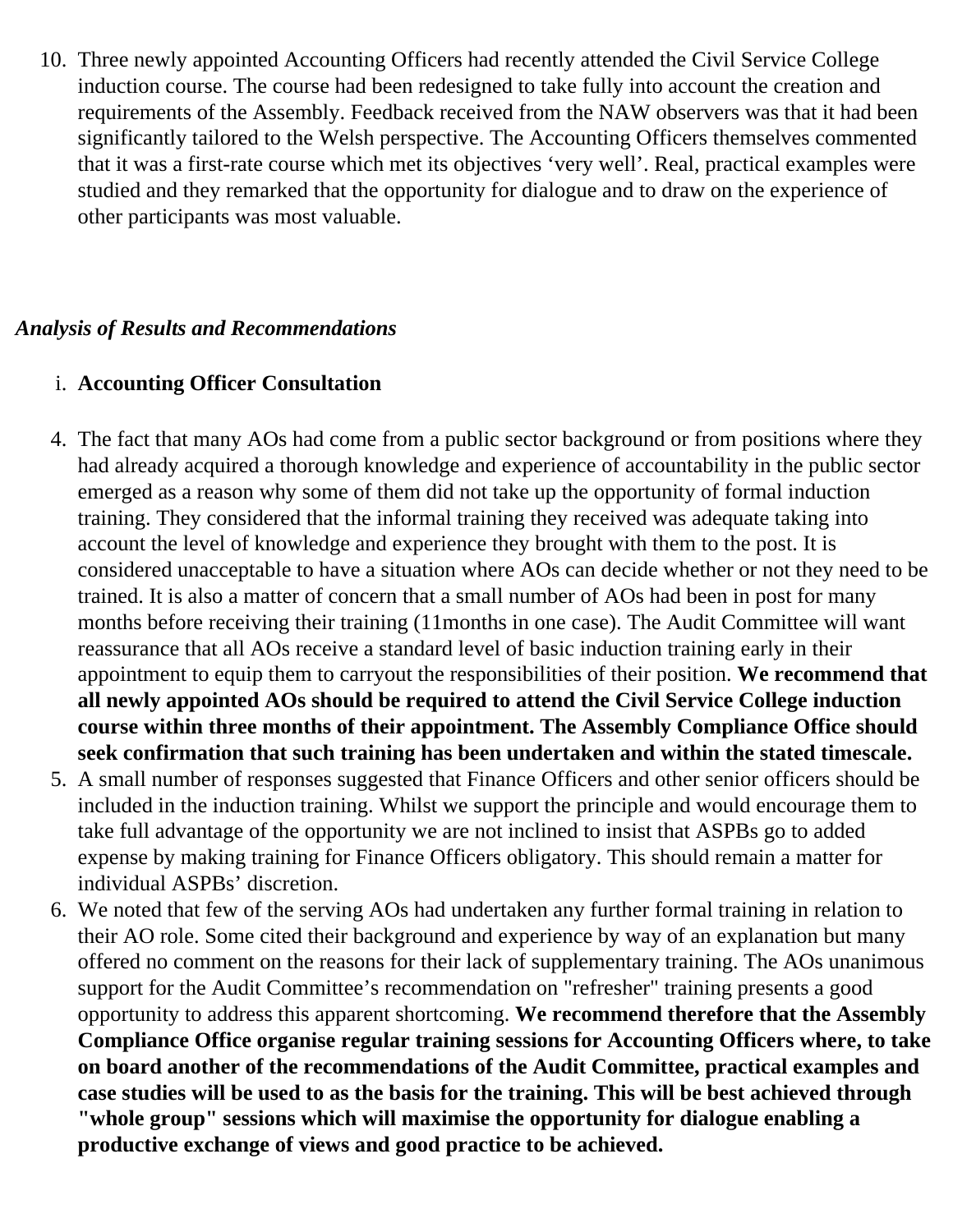10. Three newly appointed Accounting Officers had recently attended the Civil Service College induction course. The course had been redesigned to take fully into account the creation and requirements of the Assembly. Feedback received from the NAW observers was that it had been significantly tailored to the Welsh perspective. The Accounting Officers themselves commented that it was a first-rate course which met its objectives 'very well'. Real, practical examples were studied and they remarked that the opportunity for dialogue and to draw on the experience of other participants was most valuable.

*Analysis of Results and Recommendations*

i. **Accounting Officer Consultation**

4. The fact that many AOs had come from a public sector background or from positions where they had already acquired a thorough knowledge and experience of accountability in the public sector emerged as a reason why some of them did not take up the opportunity of formal induction training. They considered that the informal training they received was adequate taking into account the level of knowledge and experience they brought with them to the post. It is considered unacceptable to have a situation where AOs can decide whether or not they need to be trained. It is also a matter of concern that a small number of AOs had been in post for many months before receiving their training (11months in one case). The Audit Committee will want reassurance that all AOs receive a standard level of basic induction training early in their appointment to equip them to carryout the responsibilities of their position. **We recommend that all newly appointed AOs should be required to attend the Civil Service College induction course within three months of their appointment. The Assembly Compliance Office should seek confirmation that such training has been undertaken and within the stated timescale.**
5. A small number of responses suggested that Finance Officers and other senior officers should be included in the induction training. Whilst we support the principle and would encourage them to take full advantage of the opportunity we are not inclined to insist that ASPBs go to added expense by making training for Finance Officers obligatory. This should remain a matter for individual ASPBs' discretion.
6. We noted that few of the serving AOs had undertaken any further formal training in relation to their AO role. Some cited their background and experience by way of an explanation but many offered no comment on the reasons for their lack of supplementary training. The AOs unanimous support for the Audit Committee's recommendation on "refresher" training presents a good opportunity to address this apparent shortcoming. **We recommend therefore that the Assembly Compliance Office organise regular training sessions for Accounting Officers where, to take on board another of the recommendations of the Audit Committee, practical examples and case studies will be used to as the basis for the training. This will be best achieved through "whole group" sessions which will maximise the opportunity for dialogue enabling a productive exchange of views and good practice to be achieved.**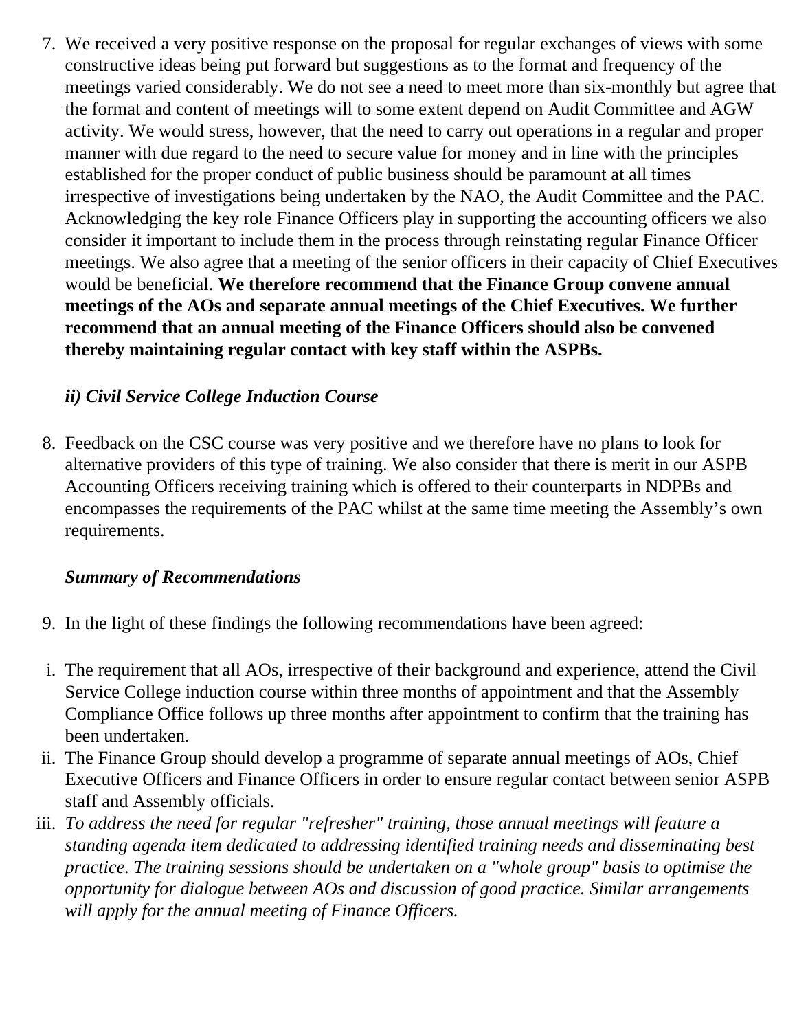7. We received a very positive response on the proposal for regular exchanges of views with some constructive ideas being put forward but suggestions as to the format and frequency of the meetings varied considerably. We do not see a need to meet more than six-monthly but agree that the format and content of meetings will to some extent depend on Audit Committee and AGW activity. We would stress, however, that the need to carry out operations in a regular and proper manner with due regard to the need to secure value for money and in line with the principles established for the proper conduct of public business should be paramount at all times irrespective of investigations being undertaken by the NAO, the Audit Committee and the PAC. Acknowledging the key role Finance Officers play in supporting the accounting officers we also consider it important to include them in the process through reinstating regular Finance Officer meetings. We also agree that a meeting of the senior officers in their capacity of Chief Executives would be beneficial. **We therefore recommend that the Finance Group convene annual meetings of the AOs and separate annual meetings of the Chief Executives. We further recommend that an annual meeting of the Finance Officers should also be convened thereby maintaining regular contact with key staff within the ASPBs.**

***ii) Civil Service College Induction Course***

8. Feedback on the CSC course was very positive and we therefore have no plans to look for alternative providers of this type of training. We also consider that there is merit in our ASPB Accounting Officers receiving training which is offered to their counterparts in NDPBs and encompasses the requirements of the PAC whilst at the same time meeting the Assembly's own requirements.

***Summary of Recommendations***

9. In the light of these findings the following recommendations have been agreed:

i. The requirement that all AOs, irrespective of their background and experience, attend the Civil Service College induction course within three months of appointment and that the Assembly Compliance Office follows up three months after appointment to confirm that the training has been undertaken.

ii. The Finance Group should develop a programme of separate annual meetings of AOs, Chief Executive Officers and Finance Officers in order to ensure regular contact between senior ASPB staff and Assembly officials.

iii. *To address the need for regular "refresher" training, those annual meetings will feature a standing agenda item dedicated to addressing identified training needs and disseminating best practice. The training sessions should be undertaken on a "whole group" basis to optimise the opportunity for dialogue between AOs and discussion of good practice. Similar arrangements will apply for the annual meeting of Finance Officers.*